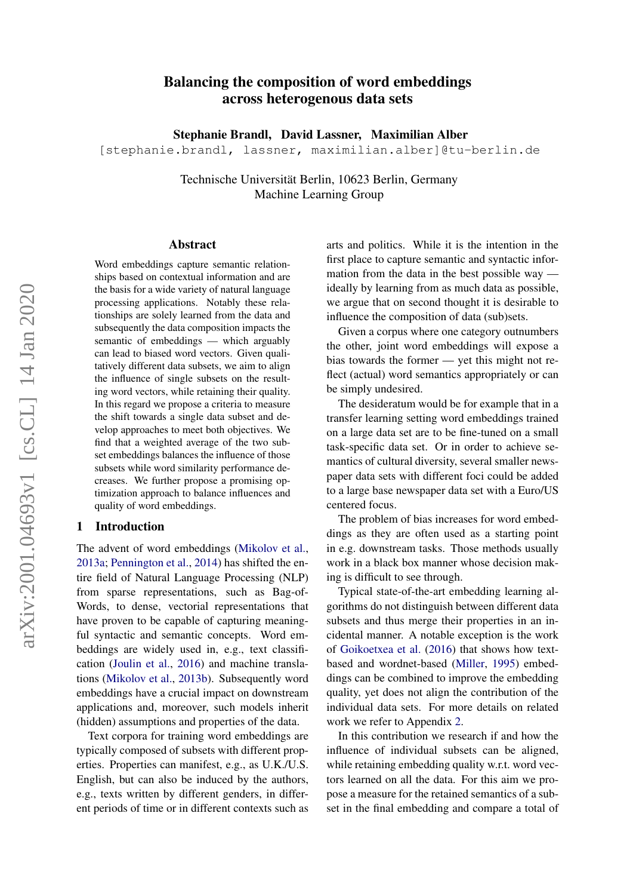# Balancing the composition of word embeddings across heterogenous data sets

**Stephanie Brandl, David Lassner, Maximilian Alber**
[stephanie.brandl, lassner, maximilian.alber]@tu-berlin.de

Technische Universität Berlin, 10623 Berlin, Germany
Machine Learning Group

## Abstract

Word embeddings capture semantic relationships based on contextual information and are the basis for a wide variety of natural language processing applications. Notably these relationships are solely learned from the data and subsequently the data composition impacts the semantic of embeddings — which arguably can lead to biased word vectors. Given qualitatively different data subsets, we aim to align the influence of single subsets on the resulting word vectors, while retaining their quality. In this regard we propose a criteria to measure the shift towards a single data subset and develop approaches to meet both objectives. We find that a weighted average of the two subset embeddings balances the influence of those subsets while word similarity performance decreases. We further propose a promising optimization approach to balance influences and quality of word embeddings.

## 1 Introduction

The advent of word embeddings (Mikolov et al., 2013a; Pennington et al., 2014) has shifted the entire field of Natural Language Processing (NLP) from sparse representations, such as Bag-of-Words, to dense, vectorial representations that have proven to be capable of capturing meaningful syntactic and semantic concepts. Word embeddings are widely used in, e.g., text classification (Joulin et al., 2016) and machine translations (Mikolov et al., 2013b). Subsequently word embeddings have a crucial impact on downstream applications and, moreover, such models inherit (hidden) assumptions and properties of the data.

Text corpora for training word embeddings are typically composed of subsets with different properties. Properties can manifest, e.g., as U.K./U.S. English, but can also be induced by the authors, e.g., texts written by different genders, in different periods of time or in different contexts such as arts and politics. While it is the intention in the first place to capture semantic and syntactic information from the data in the best possible way — ideally by learning from as much data as possible, we argue that on second thought it is desirable to influence the composition of data (sub)sets.

Given a corpus where one category outnumbers the other, joint word embeddings will expose a bias towards the former — yet this might not reflect (actual) word semantics appropriately or can be simply undesired.

The desideratum would be for example that in a transfer learning setting word embeddings trained on a large data set are to be fine-tuned on a small task-specific data set. Or in order to achieve semantics of cultural diversity, several smaller newspaper data sets with different foci could be added to a large base newspaper data set with a Euro/US centered focus.

The problem of bias increases for word embeddings as they are often used as a starting point in e.g. downstream tasks. Those methods usually work in a black box manner whose decision making is difficult to see through.

Typical state-of-the-art embedding learning algorithms do not distinguish between different data subsets and thus merge their properties in an incidental manner. A notable exception is the work of Goikoetxea et al. (2016) that shows how text-based and wordnet-based (Miller, 1995) embeddings can be combined to improve the embedding quality, yet does not align the contribution of the individual data sets. For more details on related work we refer to Appendix 2.

In this contribution we research if and how the influence of individual subsets can be aligned, while retaining embedding quality w.r.t. word vectors learned on all the data. For this aim we propose a measure for the retained semantics of a subset in the final embedding and compare a total of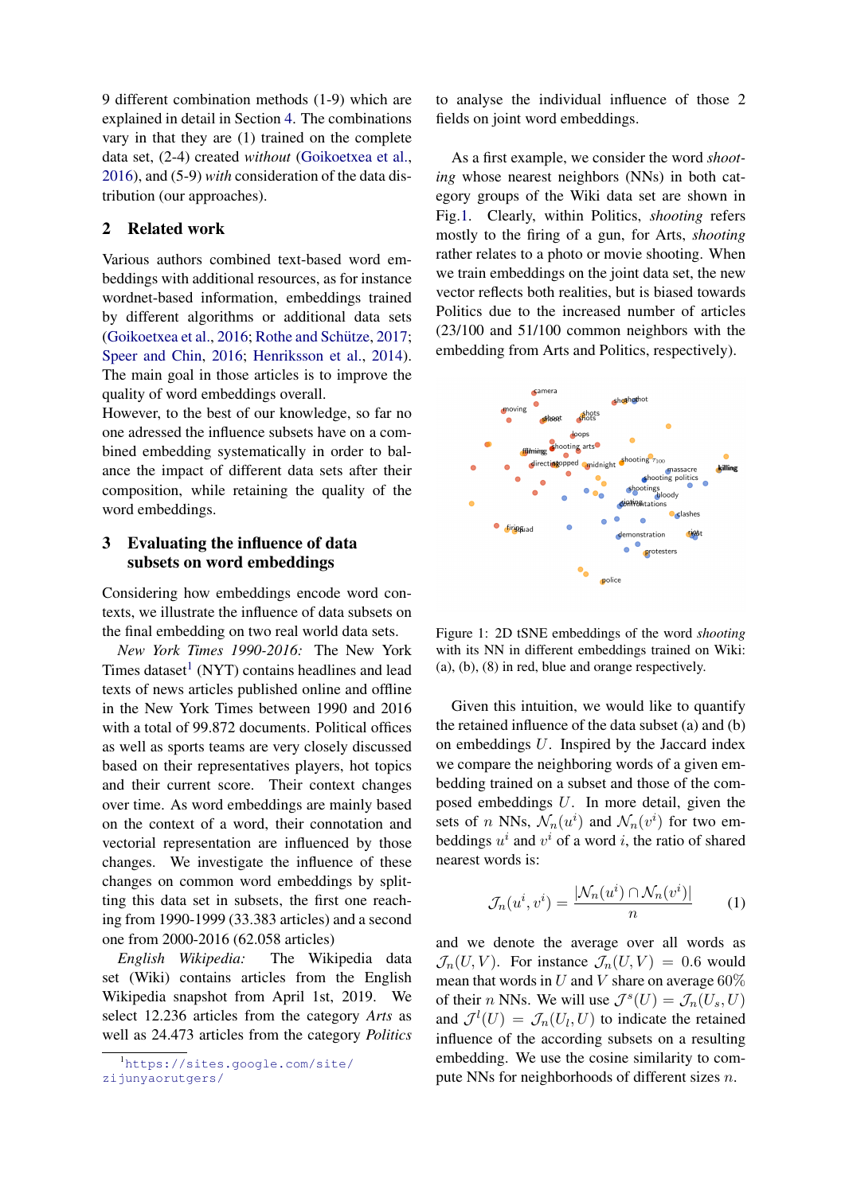9 different combination methods (1-9) which are explained in detail in Section 4. The combinations vary in that they are (1) trained on the complete data set, (2-4) created *without* (Goikoetxea et al., 2016), and (5-9) *with* consideration of the data distribution (our approaches).

## 2 Related work

Various authors combined text-based word embeddings with additional resources, as for instance wordnet-based information, embeddings trained by different algorithms or additional data sets (Goikoetxea et al., 2016; Rothe and Schütze, 2017; Speer and Chin, 2016; Henriksson et al., 2014). The main goal in those articles is to improve the quality of word embeddings overall.
However, to the best of our knowledge, so far no one adressed the influence subsets have on a combined embedding systematically in order to balance the impact of different data sets after their composition, while retaining the quality of the word embeddings.

## 3 Evaluating the influence of data subsets on word embeddings

Considering how embeddings encode word contexts, we illustrate the influence of data subsets on the final embedding on two real world data sets.

*New York Times 1990-2016:* The New York Times dataset[1] (NYT) contains headlines and lead texts of news articles published online and offline in the New York Times between 1990 and 2016 with a total of 99.872 documents. Political offices as well as sports teams are very closely discussed based on their representatives players, hot topics and their current score. Their context changes over time. As word embeddings are mainly based on the context of a word, their connotation and vectorial representation are influenced by those changes. We investigate the influence of these changes on common word embeddings by splitting this data set in subsets, the first one reaching from 1990-1999 (33.383 articles) and a second one from 2000-2016 (62.058 articles)

*English Wikipedia:* The Wikipedia data set (Wiki) contains articles from the English Wikipedia snapshot from April 1st, 2019. We select 12.236 articles from the category *Arts* as well as 24.473 articles from the category *Politics* to analyse the individual influence of those 2 fields on joint word embeddings.

As a first example, we consider the word *shooting* whose nearest neighbors (NNs) in both category groups of the Wiki data set are shown in Fig.1. Clearly, within Politics, *shooting* refers mostly to the firing of a gun, for Arts, *shooting* rather relates to a photo or movie shooting. When we train embeddings on the joint data set, the new vector reflects both realities, but is biased towards Politics due to the increased number of articles (23/100 and 51/100 common neighbors with the embedding from Arts and Politics, respectively).

Figure 1: 2D tSNE embeddings of the word *shooting* with its NN in different embeddings trained on Wiki: (a), (b), (8) in red, blue and orange respectively.

Given this intuition, we would like to quantify the retained influence of the data subset (a) and (b) on embeddings $U$. Inspired by the Jaccard index we compare the neighboring words of a given embedding trained on a subset and those of the composed embeddings $U$. In more detail, given the sets of $n$ NNs, $\mathcal{N}_n(u^i)$ and $\mathcal{N}_n(v^i)$ for two embeddings $u^i$ and $v^i$ of a word $i$, the ratio of shared nearest words is:

$$\mathcal{J}_n(u^i, v^i) = \frac{|\mathcal{N}_n(u^i) \cap \mathcal{N}_n(v^i)|}{n} \qquad (1)$$

and we denote the average over all words as $\mathcal{J}_n(U, V)$. For instance $\mathcal{J}_n(U, V) = 0.6$ would mean that words in $U$ and $V$ share on average 60% of their $n$ NNs. We will use $\mathcal{J}^s(U) = \mathcal{J}_n(U_s, U)$ and $\mathcal{J}^l(U) = \mathcal{J}_n(U_l, U)$ to indicate the retained influence of the according subsets on a resulting embedding. We use the cosine similarity to compute NNs for neighborhoods of different sizes $n$.

[1] https://sites.google.com/site/zijunyaorutgers/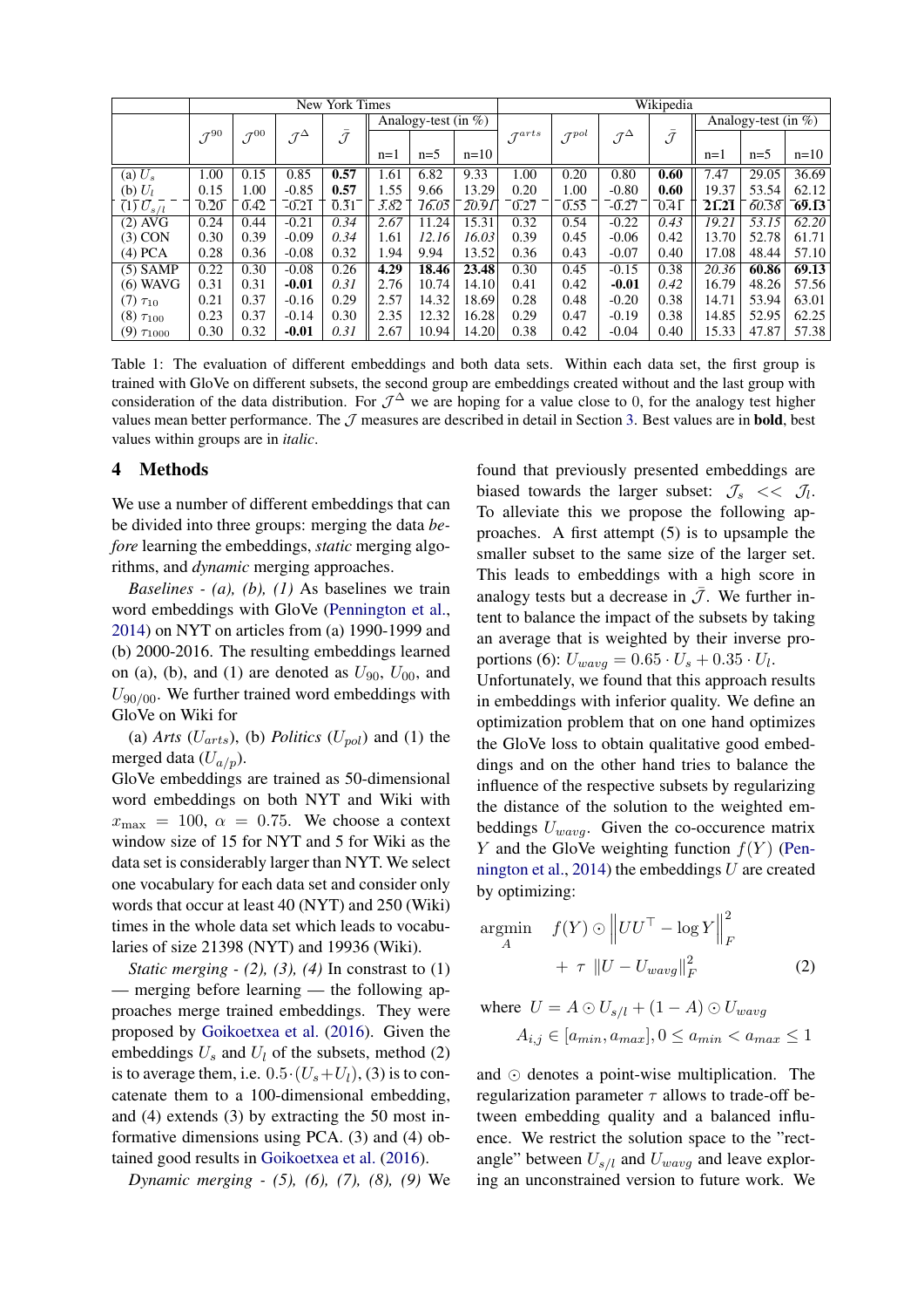| | New York Times | | | | | | | Wikipedia | | | | | | |
|---|---|---|---|---|---|---|---|---|---|---|---|---|---|---|
| | $\mathcal{J}^{90}$ | $\mathcal{J}^{00}$ | $\mathcal{J}^{\Delta}$ | $\bar{\mathcal{J}}$ | Analogy-test (in %) | | | $\mathcal{J}^{arts}$ | $\mathcal{J}^{pol}$ | $\mathcal{J}^{\Delta}$ | $\bar{\mathcal{J}}$ | Analogy-test (in %) | | |
| | | | | | n=1 | n=5 | n=10 | | | | | n=1 | n=5 | n=10 |
| (a) $U_s$ | 1.00 | 0.15 | 0.85 | **0.57** | 1.61 | 6.82 | 9.33 | 1.00 | 0.20 | 0.80 | **0.60** | 7.47 | 29.05 | 36.69 |
| (b) $U_l$ | 0.15 | 1.00 | -0.85 | **0.57** | 1.55 | 9.66 | 13.29 | 0.20 | 1.00 | -0.80 | **0.60** | 19.37 | 53.54 | 62.12 |
| (1) $U_{s/l}$ | 0.20 | 0.42 | -0.21 | 0.31 | *3.82* | *16.05* | *20.91* | 0.27 | 0.55 | -0.27 | 0.41 | **21.21** | *60.38* | **69.13** |
| (2) AVG | 0.24 | 0.44 | -0.21 | *0.34* | *2.67* | 11.24 | 15.31 | 0.32 | 0.54 | -0.22 | *0.43* | *19.21* | *53.15* | *62.20* |
| (3) CON | 0.30 | 0.39 | -0.09 | *0.34* | 1.61 | *12.16* | *16.03* | 0.39 | 0.45 | -0.06 | 0.42 | 13.70 | 52.78 | 61.71 |
| (4) PCA | 0.28 | 0.36 | -0.08 | 0.32 | 1.94 | 9.94 | 13.52 | 0.36 | 0.43 | -0.07 | 0.40 | 17.08 | 48.44 | 57.10 |
| (5) SAMP | 0.22 | 0.30 | -0.08 | 0.26 | **4.29** | **18.46** | **23.48** | 0.30 | 0.45 | -0.15 | 0.38 | *20.36* | **60.86** | **69.13** |
| (6) WAVG | 0.31 | 0.31 | **-0.01** | *0.31* | 2.76 | 10.74 | 14.10 | 0.41 | 0.42 | **-0.01** | *0.42* | 16.79 | 48.26 | 57.56 |
| (7) $\tau_{10}$ | 0.21 | 0.37 | -0.16 | 0.29 | 2.57 | 14.32 | 18.69 | 0.28 | 0.48 | -0.20 | 0.38 | 14.71 | 53.94 | 63.01 |
| (8) $\tau_{100}$ | 0.23 | 0.37 | -0.14 | 0.30 | 2.35 | 12.32 | 16.28 | 0.29 | 0.47 | -0.19 | 0.38 | 14.85 | 52.95 | 62.25 |
| (9) $\tau_{1000}$ | 0.30 | 0.32 | **-0.01** | *0.31* | 2.67 | 10.94 | 14.20 | 0.38 | 0.42 | -0.04 | 0.40 | 15.33 | 47.87 | 57.38 |

Table 1: The evaluation of different embeddings and both data sets. Within each data set, the first group is trained with GloVe on different subsets, the second group are embeddings created without and the last group with consideration of the data distribution. For $\mathcal{J}^{\Delta}$ we are hoping for a value close to 0, for the analogy test higher values mean better performance. The $\mathcal{J}$ measures are described in detail in Section 3. Best values are in **bold**, best values within groups are in *italic*.

## 4 Methods

We use a number of different embeddings that can be divided into three groups: merging the data *before* learning the embeddings, *static* merging algorithms, and *dynamic* merging approaches.

*Baselines - (a), (b), (1)* As baselines we train word embeddings with GloVe (Pennington et al., 2014) on NYT on articles from (a) 1990-1999 and (b) 2000-2016. The resulting embeddings learned on (a), (b), and (1) are denoted as $U_{90}$, $U_{00}$, and $U_{90/00}$. We further trained word embeddings with GloVe on Wiki for

(a) *Arts* ($U_{arts}$), (b) *Politics* ($U_{pol}$) and (1) the merged data ($U_{a/p}$).

GloVe embeddings are trained as 50-dimensional word embeddings on both NYT and Wiki with $x_{\max} = 100$, $\alpha = 0.75$. We choose a context window size of 15 for NYT and 5 for Wiki as the data set is considerably larger than NYT. We select one vocabulary for each data set and consider only words that occur at least 40 (NYT) and 250 (Wiki) times in the whole data set which leads to vocabularies of size 21398 (NYT) and 19936 (Wiki).

*Static merging - (2), (3), (4)* In constrast to (1) — merging before learning — the following approaches merge trained embeddings. They were proposed by Goikoetxea et al. (2016). Given the embeddings $U_s$ and $U_l$ of the subsets, method (2) is to average them, i.e. $0.5 \cdot (U_s + U_l)$, (3) is to concatenate them to a 100-dimensional embedding, and (4) extends (3) by extracting the 50 most informative dimensions using PCA. (3) and (4) obtained good results in Goikoetxea et al. (2016).

*Dynamic merging - (5), (6), (7), (8), (9)* We found that previously presented embeddings are biased towards the larger subset: $\mathcal{J}_s << \mathcal{J}_l$. To alleviate this we propose the following approaches. A first attempt (5) is to upsample the smaller subset to the same size of the larger set. This leads to embeddings with a high score in analogy tests but a decrease in $\bar{\mathcal{J}}$. We further intent to balance the impact of the subsets by taking an average that is weighted by their inverse proportions (6): $U_{wavg} = 0.65 \cdot U_s + 0.35 \cdot U_l$.
Unfortunately, we found that this approach results in embeddings with inferior quality. We define an optimization problem that on one hand optimizes the GloVe loss to obtain qualitative good embeddings and on the other hand tries to balance the influence of the respective subsets by regularizing the distance of the solution to the weighted embeddings $U_{wavg}$. Given the co-occurence matrix $Y$ and the GloVe weighting function $f(Y)$ (Pennington et al., 2014) the embeddings $U$ are created by optimizing:

$$\underset{A}{\text{argmin}} \quad f(Y) \odot \left\| UU^\top - \log Y \right\|_F^2 + \tau \, \|U - U_{wavg}\|_F^2 \qquad (2)$$

$$\text{where} \;\; U = A \odot U_{s/l} + (1 - A) \odot U_{wavg}$$
$$A_{i,j} \in [a_{min}, a_{max}], 0 \leq a_{min} < a_{max} \leq 1$$

and $\odot$ denotes a point-wise multiplication. The regularization parameter $\tau$ allows to trade-off between embedding quality and a balanced influence. We restrict the solution space to the "rectangle" between $U_{s/l}$ and $U_{wavg}$ and leave exploring an unconstrained version to future work. We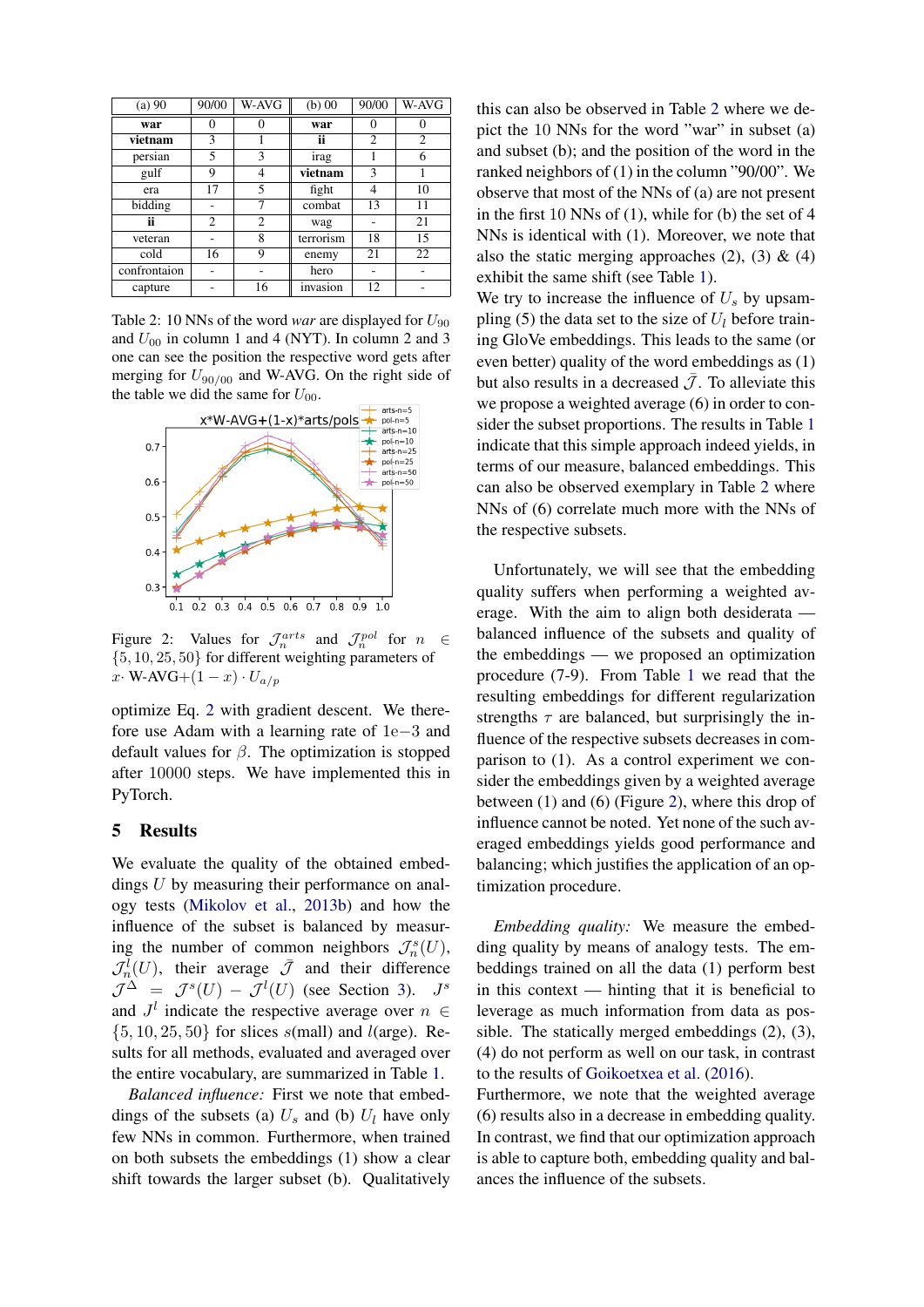| (a) 90 | 90/00 | W-AVG | (b) 00 | 90/00 | W-AVG |
|---|---|---|---|---|---|
| **war** | 0 | 0 | **war** | 0 | 0 |
| **vietnam** | 3 | 1 | **ii** | 2 | 2 |
| persian | 5 | 3 | irag | 1 | 6 |
| gulf | 9 | 4 | **vietnam** | 3 | 1 |
| era | 17 | 5 | fight | 4 | 10 |
| bidding | - | 7 | combat | 13 | 11 |
| **ii** | 2 | 2 | wag | - | 21 |
| veteran | - | 8 | terrorism | 18 | 15 |
| cold | 16 | 9 | enemy | 21 | 22 |
| confrontaion | - | - | hero | - | - |
| capture | - | 16 | invasion | 12 | - |

Table 2: 10 NNs of the word *war* are displayed for $U_{90}$ and $U_{00}$ in column 1 and 4 (NYT). In column 2 and 3 one can see the position the respective word gets after merging for $U_{90/00}$ and W-AVG. On the right side of the table we did the same for $U_{00}$.

Figure 2: Values for $\mathcal{J}_n^{arts}$ and $\mathcal{J}_n^{pol}$ for $n \in \{5, 10, 25, 50\}$ for different weighting parameters of $x \cdot$ W-AVG$+(1-x) \cdot U_{a/p}$

optimize Eq. 2 with gradient descent. We therefore use Adam with a learning rate of 1e−3 and default values for $\beta$. The optimization is stopped after 10000 steps. We have implemented this in PyTorch.

## 5 Results

We evaluate the quality of the obtained embeddings $U$ by measuring their performance on analogy tests (Mikolov et al., 2013b) and how the influence of the subset is balanced by measuring the number of common neighbors $\mathcal{J}_n^s(U)$, $\mathcal{J}_n^l(U)$, their average $\bar{\mathcal{J}}$ and their difference $\mathcal{J}^\Delta = \mathcal{J}^s(U) - \mathcal{J}^l(U)$ (see Section 3). $J^s$ and $J^l$ indicate the respective average over $n \in \{5, 10, 25, 50\}$ for slices $s$(mall) and $l$(arge). Results for all methods, evaluated and averaged over the entire vocabulary, are summarized in Table 1.

*Balanced influence:* First we note that embeddings of the subsets (a) $U_s$ and (b) $U_l$ have only few NNs in common. Furthermore, when trained on both subsets the embeddings (1) show a clear shift towards the larger subset (b). Qualitatively this can also be observed in Table 2 where we depict the 10 NNs for the word "war" in subset (a) and subset (b); and the position of the word in the ranked neighbors of (1) in the column "90/00". We observe that most of the NNs of (a) are not present in the first 10 NNs of (1), while for (b) the set of 4 NNs is identical with (1). Moreover, we note that also the static merging approaches (2), (3) & (4) exhibit the same shift (see Table 1).
We try to increase the influence of $U_s$ by upsampling (5) the data set to the size of $U_l$ before training GloVe embeddings. This leads to the same (or even better) quality of the word embeddings as (1) but also results in a decreased $\bar{\mathcal{J}}$. To alleviate this we propose a weighted average (6) in order to consider the subset proportions. The results in Table 1 indicate that this simple approach indeed yields, in terms of our measure, balanced embeddings. This can also be observed exemplary in Table 2 where NNs of (6) correlate much more with the NNs of the respective subsets.

Unfortunately, we will see that the embedding quality suffers when performing a weighted average. With the aim to align both desiderata — balanced influence of the subsets and quality of the embeddings — we proposed an optimization procedure (7-9). From Table 1 we read that the resulting embeddings for different regularization strengths $\tau$ are balanced, but surprisingly the influence of the respective subsets decreases in comparison to (1). As a control experiment we consider the embeddings given by a weighted average between (1) and (6) (Figure 2), where this drop of influence cannot be noted. Yet none of the such averaged embeddings yields good performance and balancing; which justifies the application of an optimization procedure.

*Embedding quality:* We measure the embedding quality by means of analogy tests. The embeddings trained on all the data (1) perform best in this context — hinting that it is beneficial to leverage as much information from data as possible. The statically merged embeddings (2), (3), (4) do not perform as well on our task, in contrast to the results of Goikoetxea et al. (2016).
Furthermore, we note that the weighted average (6) results also in a decrease in embedding quality. In contrast, we find that our optimization approach is able to capture both, embedding quality and balances the influence of the subsets.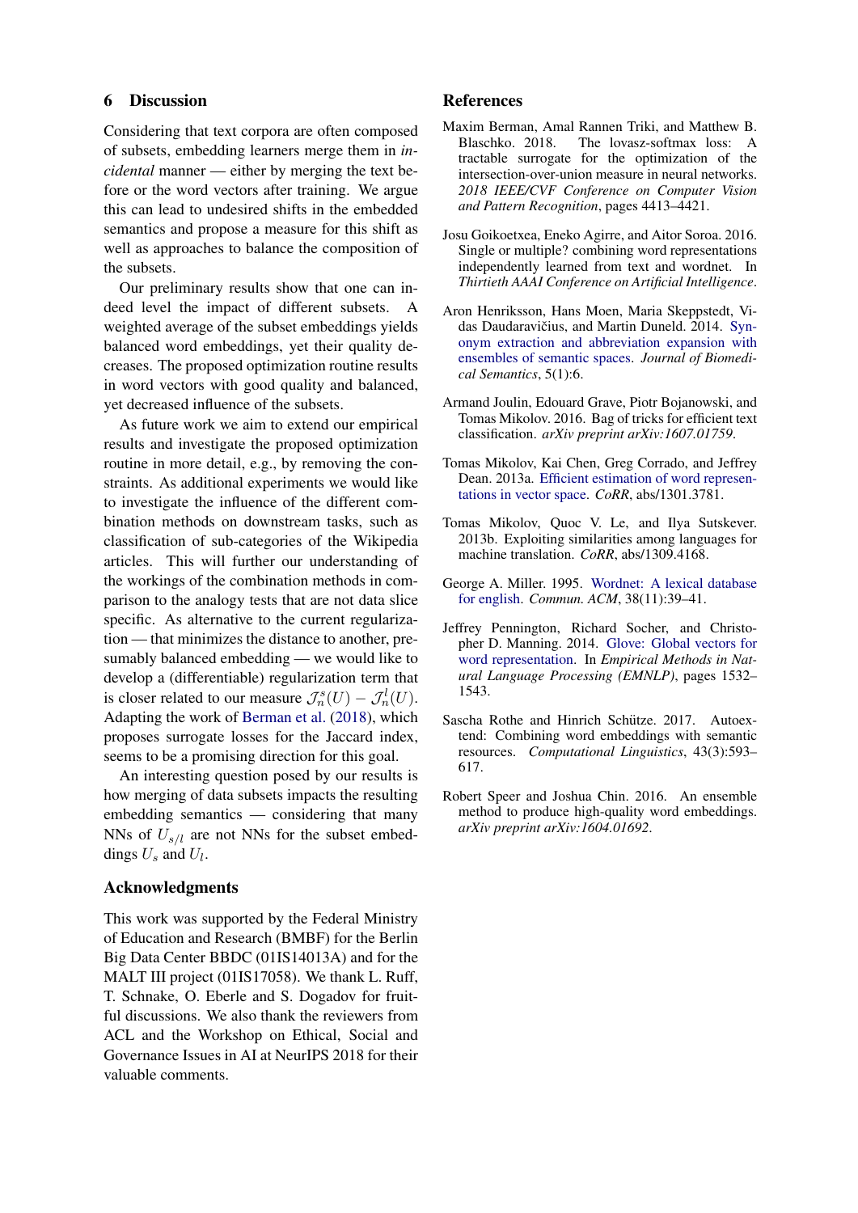## 6 Discussion

Considering that text corpora are often composed of subsets, embedding learners merge them in *incidental* manner — either by merging the text before or the word vectors after training. We argue this can lead to undesired shifts in the embedded semantics and propose a measure for this shift as well as approaches to balance the composition of the subsets.

Our preliminary results show that one can indeed level the impact of different subsets. A weighted average of the subset embeddings yields balanced word embeddings, yet their quality decreases. The proposed optimization routine results in word vectors with good quality and balanced, yet decreased influence of the subsets.

As future work we aim to extend our empirical results and investigate the proposed optimization routine in more detail, e.g., by removing the constraints. As additional experiments we would like to investigate the influence of the different combination methods on downstream tasks, such as classification of sub-categories of the Wikipedia articles. This will further our understanding of the workings of the combination methods in comparison to the analogy tests that are not data slice specific. As alternative to the current regularization — that minimizes the distance to another, presumably balanced embedding — we would like to develop a (differentiable) regularization term that is closer related to our measure $\mathcal{J}_n^s(U) - \mathcal{J}_n^l(U)$. Adapting the work of Berman et al. (2018), which proposes surrogate losses for the Jaccard index, seems to be a promising direction for this goal.

An interesting question posed by our results is how merging of data subsets impacts the resulting embedding semantics — considering that many NNs of $U_{s/l}$ are not NNs for the subset embeddings $U_s$ and $U_l$.

## Acknowledgments

This work was supported by the Federal Ministry of Education and Research (BMBF) for the Berlin Big Data Center BBDC (01IS14013A) and for the MALT III project (01IS17058). We thank L. Ruff, T. Schnake, O. Eberle and S. Dogadov for fruitful discussions. We also thank the reviewers from ACL and the Workshop on Ethical, Social and Governance Issues in AI at NeurIPS 2018 for their valuable comments.

## References

Maxim Berman, Amal Rannen Triki, and Matthew B. Blaschko. 2018. The lovasz-softmax loss: A tractable surrogate for the optimization of the intersection-over-union measure in neural networks. *2018 IEEE/CVF Conference on Computer Vision and Pattern Recognition*, pages 4413–4421.

Josu Goikoetxea, Eneko Agirre, and Aitor Soroa. 2016. Single or multiple? combining word representations independently learned from text and wordnet. In *Thirtieth AAAI Conference on Artificial Intelligence*.

Aron Henriksson, Hans Moen, Maria Skeppstedt, Vidas Daudaravičius, and Martin Duneld. 2014. Synonym extraction and abbreviation expansion with ensembles of semantic spaces. *Journal of Biomedical Semantics*, 5(1):6.

Armand Joulin, Edouard Grave, Piotr Bojanowski, and Tomas Mikolov. 2016. Bag of tricks for efficient text classification. *arXiv preprint arXiv:1607.01759*.

Tomas Mikolov, Kai Chen, Greg Corrado, and Jeffrey Dean. 2013a. Efficient estimation of word representations in vector space. *CoRR*, abs/1301.3781.

Tomas Mikolov, Quoc V. Le, and Ilya Sutskever. 2013b. Exploiting similarities among languages for machine translation. *CoRR*, abs/1309.4168.

George A. Miller. 1995. Wordnet: A lexical database for english. *Commun. ACM*, 38(11):39–41.

Jeffrey Pennington, Richard Socher, and Christopher D. Manning. 2014. Glove: Global vectors for word representation. In *Empirical Methods in Natural Language Processing (EMNLP)*, pages 1532–1543.

Sascha Rothe and Hinrich Schütze. 2017. Autoextend: Combining word embeddings with semantic resources. *Computational Linguistics*, 43(3):593–617.

Robert Speer and Joshua Chin. 2016. An ensemble method to produce high-quality word embeddings. *arXiv preprint arXiv:1604.01692*.